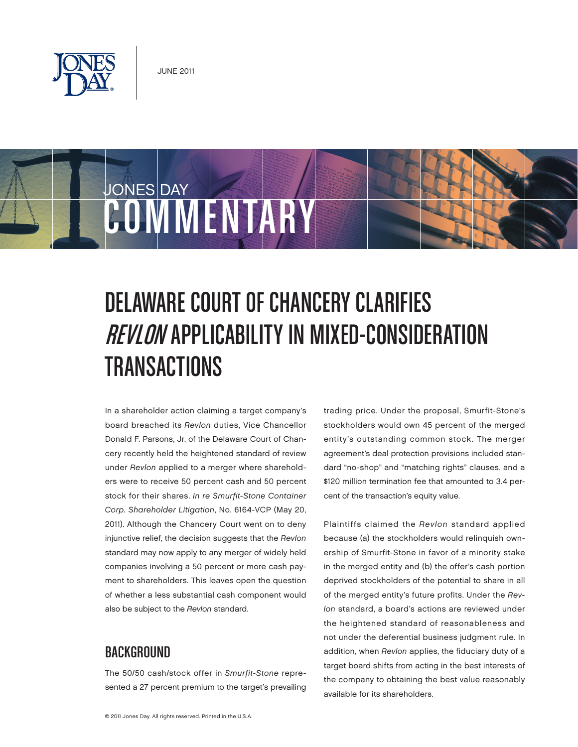JUNE 2011

JONES DAY COMMENTARY

# DELAWARE COURT OF CHANCERY CLARIFIES *REVLON* APPLICABILITY IN MIXED-CONSIDERATION TRANSACTIONS

In a shareholder action claiming a target company's board breached its *Revlon* duties, Vice Chancellor Donald F. Parsons, Jr. of the Delaware Court of Chancery recently held the heightened standard of review under *Revlon* applied to a merger where shareholders were to receive 50 percent cash and 50 percent stock for their shares. *In re Smurfit-Stone Container Corp. Shareholder Litigation*, No. 6164-VCP (May 20, 2011). Although the Chancery Court went on to deny injunctive relief, the decision suggests that the *Revlon* standard may now apply to any merger of widely held companies involving a 50 percent or more cash payment to shareholders. This leaves open the question of whether a less substantial cash component would also be subject to the *Revlon* standard.

## BACKGROUND

The 50/50 cash/stock offer in *Smurfit-Stone* represented a 27 percent premium to the target's prevailing trading price. Under the proposal, Smurfit-Stone's stockholders would own 45 percent of the merged entity's outstanding common stock. The merger agreement's deal protection provisions included standard "no-shop" and "matching rights" clauses, and a $120 million termination fee that amounted to 3.4 percent of the transaction's equity value.

Plaintiffs claimed the *Revlon* standard applied because (a) the stockholders would relinquish ownership of Smurfit-Stone in favor of a minority stake in the merged entity and (b) the offer's cash portion deprived stockholders of the potential to share in all of the merged entity's future profits. Under the *Revlon* standard, a board's actions are reviewed under the heightened standard of reasonableness and not under the deferential business judgment rule. In addition, when *Revlon* applies, the fiduciary duty of a target board shifts from acting in the best interests of the company to obtaining the best value reasonably available for its shareholders.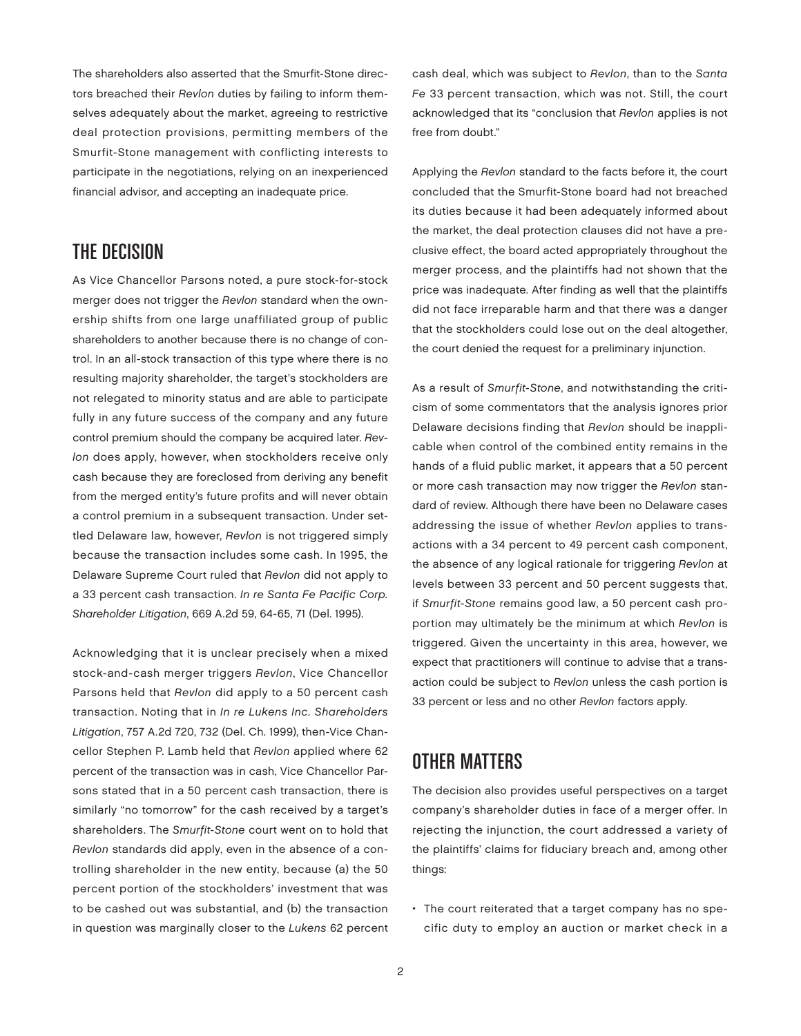The shareholders also asserted that the Smurfit-Stone directors breached their *Revlon* duties by failing to inform themselves adequately about the market, agreeing to restrictive deal protection provisions, permitting members of the Smurfit-Stone management with conflicting interests to participate in the negotiations, relying on an inexperienced financial advisor, and accepting an inadequate price.

## THE DECISION

As Vice Chancellor Parsons noted, a pure stock-for-stock merger does not trigger the *Revlon* standard when the ownership shifts from one large unaffiliated group of public shareholders to another because there is no change of control. In an all-stock transaction of this type where there is no resulting majority shareholder, the target's stockholders are not relegated to minority status and are able to participate fully in any future success of the company and any future control premium should the company be acquired later. *Revlon* does apply, however, when stockholders receive only cash because they are foreclosed from deriving any benefit from the merged entity's future profits and will never obtain a control premium in a subsequent transaction. Under settled Delaware law, however, *Revlon* is not triggered simply because the transaction includes some cash. In 1995, the Delaware Supreme Court ruled that *Revlon* did not apply to a 33 percent cash transaction. *In re Santa Fe Pacific Corp. Shareholder Litigation*, 669 A.2d 59, 64-65, 71 (Del. 1995).

Acknowledging that it is unclear precisely when a mixed stock-and-cash merger triggers *Revlon*, Vice Chancellor Parsons held that *Revlon* did apply to a 50 percent cash transaction. Noting that in *In re Lukens Inc. Shareholders Litigation*, 757 A.2d 720, 732 (Del. Ch. 1999), then-Vice Chancellor Stephen P. Lamb held that *Revlon* applied where 62 percent of the transaction was in cash, Vice Chancellor Parsons stated that in a 50 percent cash transaction, there is similarly "no tomorrow" for the cash received by a target's shareholders. The *Smurfit-Stone* court went on to hold that *Revlon* standards did apply, even in the absence of a controlling shareholder in the new entity, because (a) the 50 percent portion of the stockholders' investment that was to be cashed out was substantial, and (b) the transaction in question was marginally closer to the *Lukens* 62 percent cash deal, which was subject to *Revlon*, than to the *Santa Fe* 33 percent transaction, which was not. Still, the court acknowledged that its "conclusion that *Revlon* applies is not free from doubt."

Applying the *Revlon* standard to the facts before it, the court concluded that the Smurfit-Stone board had not breached its duties because it had been adequately informed about the market, the deal protection clauses did not have a preclusive effect, the board acted appropriately throughout the merger process, and the plaintiffs had not shown that the price was inadequate. After finding as well that the plaintiffs did not face irreparable harm and that there was a danger that the stockholders could lose out on the deal altogether, the court denied the request for a preliminary injunction.

As a result of *Smurfit-Stone*, and notwithstanding the criticism of some commentators that the analysis ignores prior Delaware decisions finding that *Revlon* should be inapplicable when control of the combined entity remains in the hands of a fluid public market, it appears that a 50 percent or more cash transaction may now trigger the *Revlon* standard of review. Although there have been no Delaware cases addressing the issue of whether *Revlon* applies to transactions with a 34 percent to 49 percent cash component, the absence of any logical rationale for triggering *Revlon* at levels between 33 percent and 50 percent suggests that, if *Smurfit-Stone* remains good law, a 50 percent cash proportion may ultimately be the minimum at which *Revlon* is triggered. Given the uncertainty in this area, however, we expect that practitioners will continue to advise that a transaction could be subject to *Revlon* unless the cash portion is 33 percent or less and no other *Revlon* factors apply.

## OTHER MATTERS

The decision also provides useful perspectives on a target company's shareholder duties in face of a merger offer. In rejecting the injunction, the court addressed a variety of the plaintiffs' claims for fiduciary breach and, among other things:

- The court reiterated that a target company has no specific duty to employ an auction or market check in a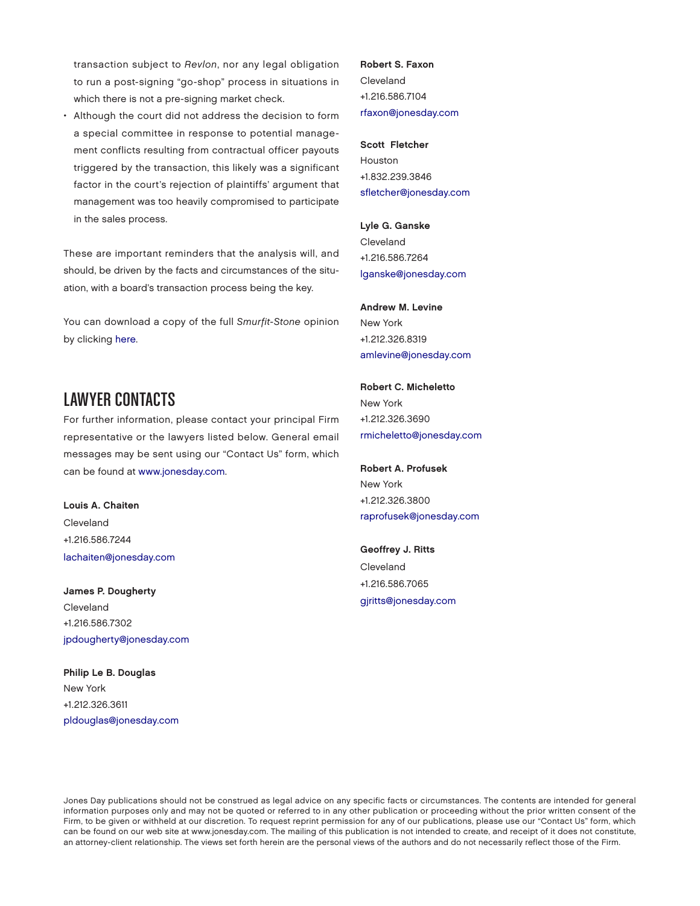transaction subject to *Revlon*, nor any legal obligation to run a post-signing "go-shop" process in situations in which there is not a pre-signing market check.

- Although the court did not address the decision to form a special committee in response to potential management conflicts resulting from contractual officer payouts triggered by the transaction, this likely was a significant factor in the court's rejection of plaintiffs' argument that management was too heavily compromised to participate in the sales process.

These are important reminders that the analysis will, and should, be driven by the facts and circumstances of the situation, with a board's transaction process being the key.

You can download a copy of the full *Smurfit-Stone* opinion by clicking here.

## LAWYER CONTACTS

For further information, please contact your principal Firm representative or the lawyers listed below. General email messages may be sent using our "Contact Us" form, which can be found at www.jonesday.com.

**Louis A. Chaiten**
Cleveland
+1.216.586.7244
lachaiten@jonesday.com

**James P. Dougherty**
Cleveland
+1.216.586.7302
jpdougherty@jonesday.com

**Philip Le B. Douglas**
New York
+1.212.326.3611
pldouglas@jonesday.com

**Robert S. Faxon**
Cleveland
+1.216.586.7104
rfaxon@jonesday.com

**Scott Fletcher**
Houston
+1.832.239.3846
sfletcher@jonesday.com

**Lyle G. Ganske**
Cleveland
+1.216.586.7264
lganske@jonesday.com

**Andrew M. Levine**
New York
+1.212.326.8319
amlevine@jonesday.com

**Robert C. Micheletto**
New York
+1.212.326.3690
rmicheletto@jonesday.com

**Robert A. Profusek**
New York
+1.212.326.3800
raprofusek@jonesday.com

**Geoffrey J. Ritts**
Cleveland
+1.216.586.7065
gjritts@jonesday.com

Jones Day publications should not be construed as legal advice on any specific facts or circumstances. The contents are intended for general information purposes only and may not be quoted or referred to in any other publication or proceeding without the prior written consent of the Firm, to be given or withheld at our discretion. To request reprint permission for any of our publications, please use our "Contact Us" form, which can be found on our web site at www.jonesday.com. The mailing of this publication is not intended to create, and receipt of it does not constitute, an attorney-client relationship. The views set forth herein are the personal views of the authors and do not necessarily reflect those of the Firm.